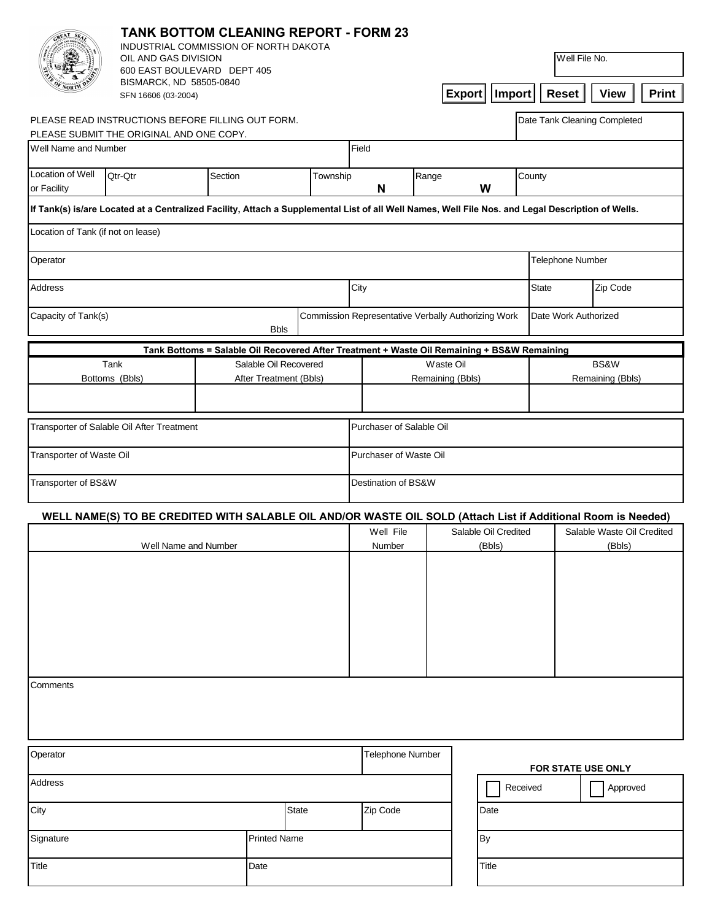# TANK BOTTOM CLEANING REPORT - FORM 23

INDUSTRIAL COMMISSION OF NORTH DAKOTA
OIL AND GAS DIVISION
600 EAST BOULEVARD DEPT 405
BISMARCK, ND 58505-0840
SFN 16606 (03-2004)

| Well File No. |
|---|
| |

Export | Import | Reset | View | Print

PLEASE READ INSTRUCTIONS BEFORE FILLING OUT FORM.
PLEASE SUBMIT THE ORIGINAL AND ONE COPY.

| Date Tank Cleaning Completed |
|---|
| |

| Well Name and Number | | | Field | | |
|---|---|---|---|---|---|
| | | | | | |
| Location of Well or Facility | Qtr-Qtr | Section | Township N | Range W | County |

**If Tank(s) is/are Located at a Centralized Facility, Attach a Supplemental List of all Well Names, Well File Nos. and Legal Description of Wells.**

| Location of Tank (if not on lease) | | | |
|---|---|---|---|
| Operator | | Telephone Number | |
| Address | City | State | Zip Code |
| Capacity of Tank(s) Bbls | Commission Representative Verbally Authorizing Work | Date Work Authorized | |

**Tank Bottoms = Salable Oil Recovered After Treatment + Waste Oil Remaining + BS&W Remaining**

| Tank Bottoms (Bbls) | Salable Oil Recovered After Treatment (Bbls) | Waste Oil Remaining (Bbls) | BS&W Remaining (Bbls) |
|---|---|---|---|
| | | | |

| Transporter of Salable Oil After Treatment | Purchaser of Salable Oil |
|---|---|
| Transporter of Waste Oil | Purchaser of Waste Oil |
| Transporter of BS&W | Destination of BS&W |

**WELL NAME(S) TO BE CREDITED WITH SALABLE OIL AND/OR WASTE OIL SOLD (Attach List if Additional Room is Needed)**

| Well Name and Number | Well File Number | Salable Oil Credited (Bbls) | Salable Waste Oil Credited (Bbls) |
|---|---|---|---|
| | | | |

Comments

| Operator | | Telephone Number |
|---|---|---|
| Address | | |
| City | State | Zip Code |
| Signature | Printed Name | |
| Title | Date | |

**FOR STATE USE ONLY**

| ☐ Received | ☐ Approved |
|---|---|
| Date | |
| By | |
| Title | |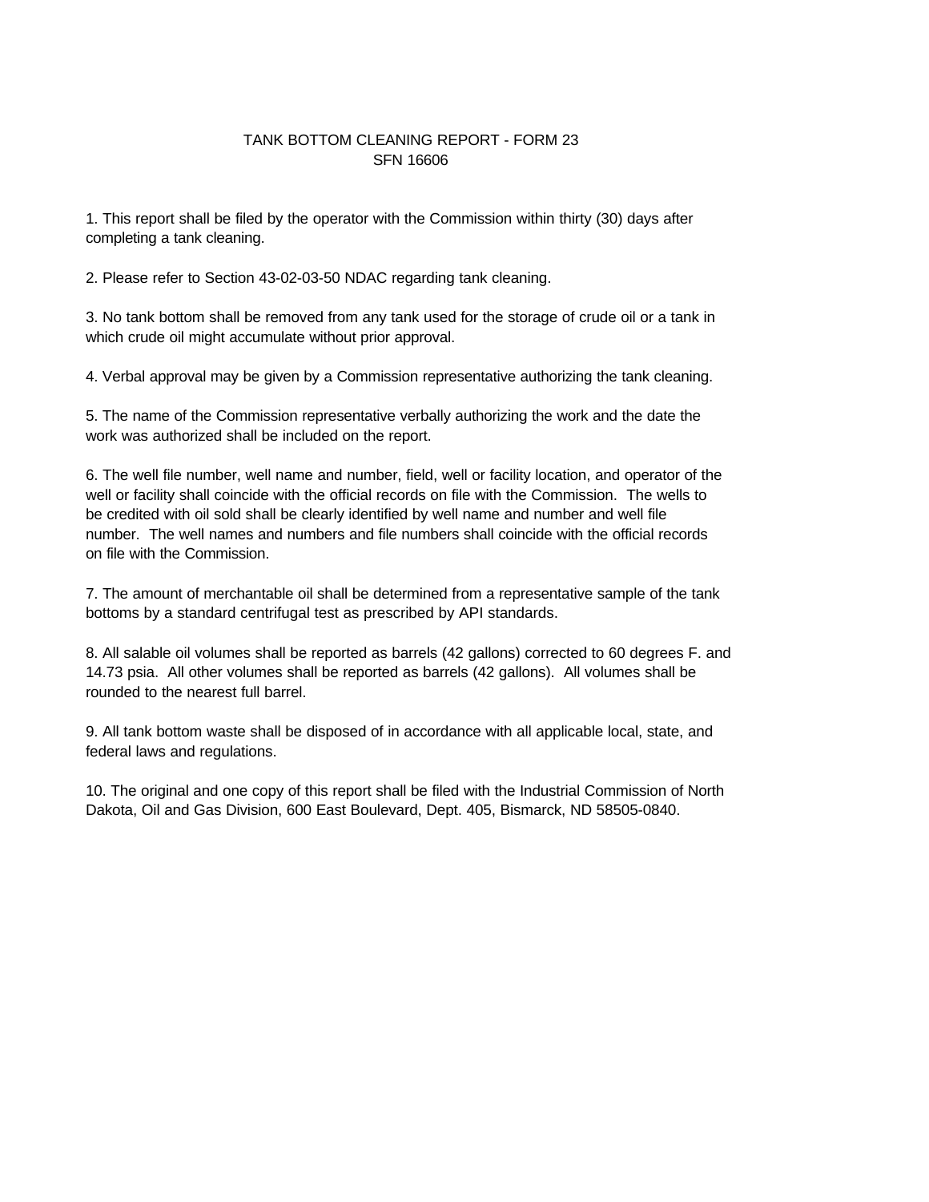# TANK BOTTOM CLEANING REPORT - FORM 23
## SFN 16606

1. This report shall be filed by the operator with the Commission within thirty (30) days after completing a tank cleaning.

2. Please refer to Section 43-02-03-50 NDAC regarding tank cleaning.

3. No tank bottom shall be removed from any tank used for the storage of crude oil or a tank in which crude oil might accumulate without prior approval.

4. Verbal approval may be given by a Commission representative authorizing the tank cleaning.

5. The name of the Commission representative verbally authorizing the work and the date the work was authorized shall be included on the report.

6. The well file number, well name and number, field, well or facility location, and operator of the well or facility shall coincide with the official records on file with the Commission. The wells to be credited with oil sold shall be clearly identified by well name and number and well file number. The well names and numbers and file numbers shall coincide with the official records on file with the Commission.

7. The amount of merchantable oil shall be determined from a representative sample of the tank bottoms by a standard centrifugal test as prescribed by API standards.

8. All salable oil volumes shall be reported as barrels (42 gallons) corrected to 60 degrees F. and 14.73 psia. All other volumes shall be reported as barrels (42 gallons). All volumes shall be rounded to the nearest full barrel.

9. All tank bottom waste shall be disposed of in accordance with all applicable local, state, and federal laws and regulations.

10. The original and one copy of this report shall be filed with the Industrial Commission of North Dakota, Oil and Gas Division, 600 East Boulevard, Dept. 405, Bismarck, ND 58505-0840.